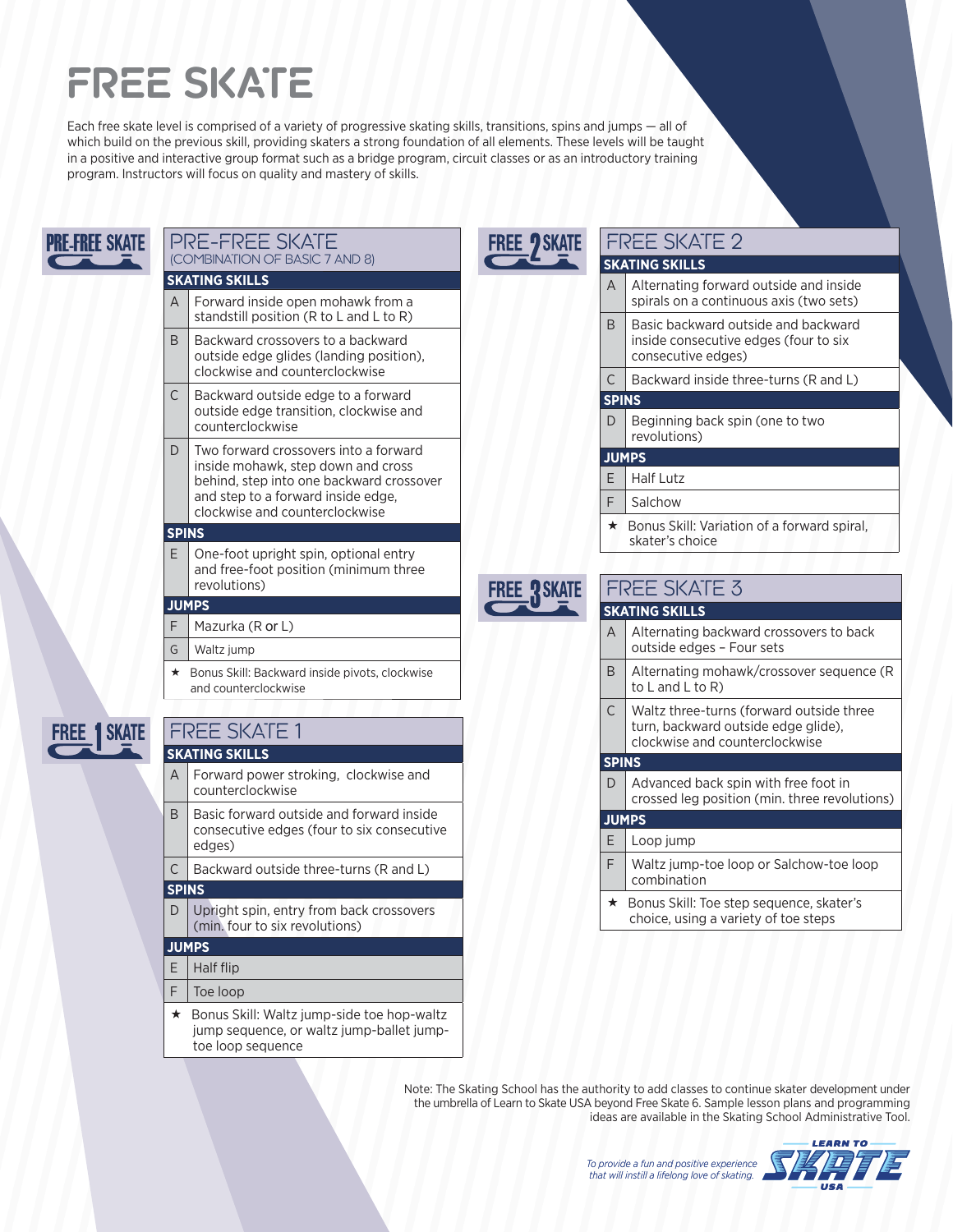# FREE SKATE

Each free skate level is comprised of a variety of progressive skating skills, transitions, spins and jumps — all of which build on the previous skill, providing skaters a strong foundation of all elements. These levels will be taught in a positive and interactive group format such as a bridge program, circuit classes or as an introductory training program. Instructors will focus on quality and mastery of skills.

## PRE-FREE SKATE

(COMBINATION OF BASIC 7 AND 8)

| | SKATING SKILLS |
|---|---|
| A | Forward inside open mohawk from a standstill position (R to L and L to R) |
| B | Backward crossovers to a backward outside edge glides (landing position), clockwise and counterclockwise |
| C | Backward outside edge to a forward outside edge transition, clockwise and counterclockwise |
| D | Two forward crossovers into a forward inside mohawk, step down and cross behind, step into one backward crossover and step to a forward inside edge, clockwise and counterclockwise |
| | **SPINS** |
| E | One-foot upright spin, optional entry and free-foot position (minimum three revolutions) |
| | **JUMPS** |
| F | Mazurka (R or L) |
| G | Waltz jump |
| ★ | Bonus Skill: Backward inside pivots, clockwise and counterclockwise |

## FREE SKATE 1

| | SKATING SKILLS |
|---|---|
| A | Forward power stroking, clockwise and counterclockwise |
| B | Basic forward outside and forward inside consecutive edges (four to six consecutive edges) |
| C | Backward outside three-turns (R and L) |
| | **SPINS** |
| D | Upright spin, entry from back crossovers (min. four to six revolutions) |
| | **JUMPS** |
| E | Half flip |
| F | Toe loop |
| ★ | Bonus Skill: Waltz jump-side toe hop-waltz jump sequence, or waltz jump-ballet jump-toe loop sequence |

## FREE SKATE 2

| | SKATING SKILLS |
|---|---|
| A | Alternating forward outside and inside spirals on a continuous axis (two sets) |
| B | Basic backward outside and backward inside consecutive edges (four to six consecutive edges) |
| C | Backward inside three-turns (R and L) |
| | **SPINS** |
| D | Beginning back spin (one to two revolutions) |
| | **JUMPS** |
| E | Half Lutz |
| F | Salchow |
| ★ | Bonus Skill: Variation of a forward spiral, skater's choice |

## FREE SKATE 3

| | SKATING SKILLS |
|---|---|
| A | Alternating backward crossovers to back outside edges – Four sets |
| B | Alternating mohawk/crossover sequence (R to L and L to R) |
| C | Waltz three-turns (forward outside three turn, backward outside edge glide), clockwise and counterclockwise |
| | **SPINS** |
| D | Advanced back spin with free foot in crossed leg position (min. three revolutions) |
| | **JUMPS** |
| E | Loop jump |
| F | Waltz jump-toe loop or Salchow-toe loop combination |
| ★ | Bonus Skill: Toe step sequence, skater's choice, using a variety of toe steps |

Note: The Skating School has the authority to add classes to continue skater development under the umbrella of Learn to Skate USA beyond Free Skate 6. Sample lesson plans and programming ideas are available in the Skating School Administrative Tool.

*To provide a fun and positive experience that will instill a lifelong love of skating.*

LEARN TO SKATE USA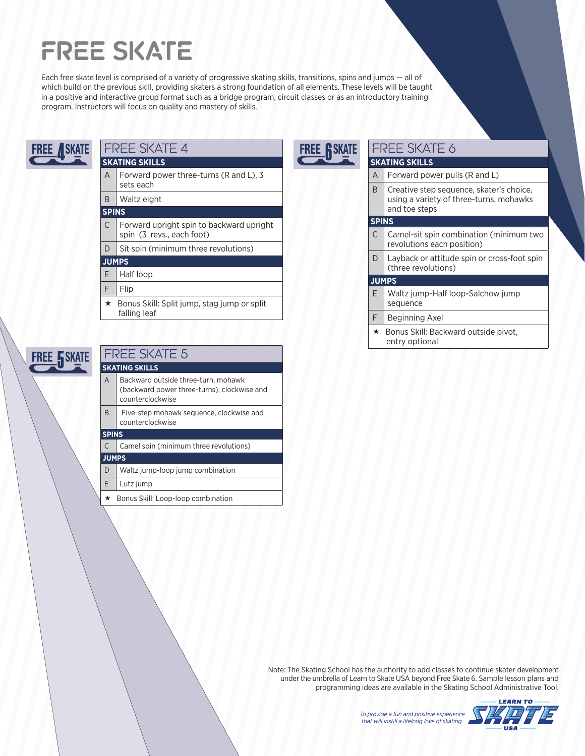# FREE SKATE

Each free skate level is comprised of a variety of progressive skating skills, transitions, spins and jumps — all of which build on the previous skill, providing skaters a strong foundation of all elements. These levels will be taught in a positive and interactive group format such as a bridge program, circuit classes or as an introductory training program. Instructors will focus on quality and mastery of skills.

## FREE SKATE 4

| | |
|---|---|
| **SKATING SKILLS** | |
| A | Forward power three-turns (R and L), 3 sets each |
| B | Waltz eight |
| **SPINS** | |
| C | Forward upright spin to backward upright spin (3 revs., each foot) |
| D | Sit spin (minimum three revolutions) |
| **JUMPS** | |
| E | Half loop |
| F | Flip |
| ★ | Bonus Skill: Split jump, stag jump or split falling leaf |

## FREE SKATE 5

| | |
|---|---|
| **SKATING SKILLS** | |
| A | Backward outside three-turn, mohawk (backward power three-turns), clockwise and counterclockwise |
| B | Five-step mohawk sequence, clockwise and counterclockwise |
| **SPINS** | |
| C | Camel spin (minimum three revolutions) |
| **JUMPS** | |
| D | Waltz jump-loop jump combination |
| E | Lutz jump |
| ★ | Bonus Skill: Loop-loop combination |

## FREE SKATE 6

| | |
|---|---|
| **SKATING SKILLS** | |
| A | Forward power pulls (R and L) |
| B | Creative step sequence, skater's choice, using a variety of three-turns, mohawks and toe steps |
| **SPINS** | |
| C | Camel-sit spin combination (minimum two revolutions each position) |
| D | Layback or attitude spin or cross-foot spin (three revolutions) |
| **JUMPS** | |
| E | Waltz jump-Half loop-Salchow jump sequence |
| F | Beginning Axel |
| ★ | Bonus Skill: Backward outside pivot, entry optional |

Note: The Skating School has the authority to add classes to continue skater development under the umbrella of Learn to Skate USA beyond Free Skate 6. Sample lesson plans and programming ideas are available in the Skating School Administrative Tool.

*To provide a fun and positive experience that will instill a lifelong love of skating.*

LEARN TO SKATE USA